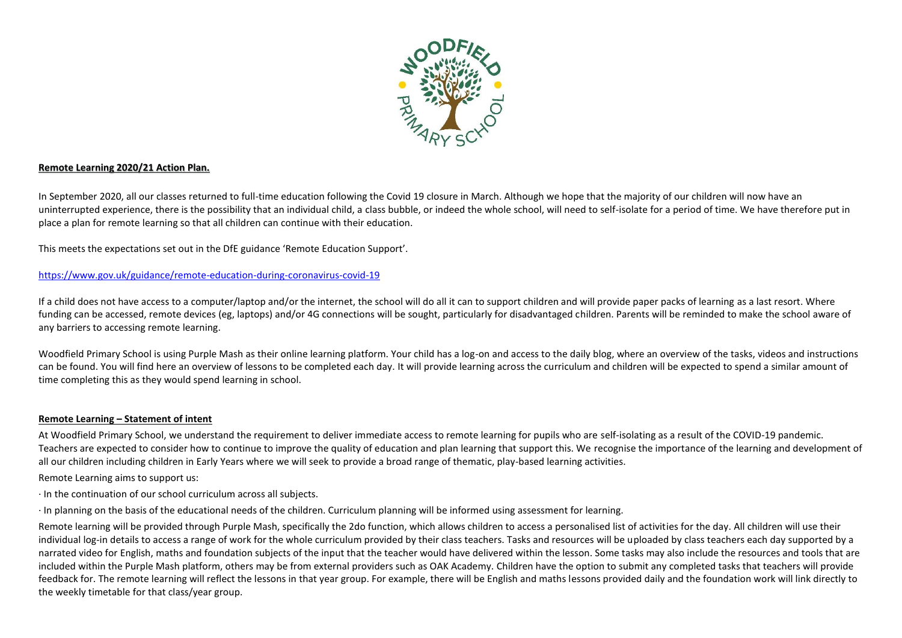## Remote Learning 2020/21 Action Plan.

In September 2020, all our classes returned to full-time education following the Covid 19 closure in March. Although we hope that the majority of our children will now have an uninterrupted experience, there is the possibility that an individual child, a class bubble, or indeed the whole school, will need to self-isolate for a period of time. We have therefore put in place a plan for remote learning so that all children can continue with their education.

This meets the expectations set out in the DfE guidance 'Remote Education Support'.

https://www.gov.uk/guidance/remote-education-during-coronavirus-covid-19

If a child does not have access to a computer/laptop and/or the internet, the school will do all it can to support children and will provide paper packs of learning as a last resort. Where funding can be accessed, remote devices (eg, laptops) and/or 4G connections will be sought, particularly for disadvantaged children. Parents will be reminded to make the school aware of any barriers to accessing remote learning.

Woodfield Primary School is using Purple Mash as their online learning platform. Your child has a log-on and access to the daily blog, where an overview of the tasks, videos and instructions can be found. You will find here an overview of lessons to be completed each day. It will provide learning across the curriculum and children will be expected to spend a similar amount of time completing this as they would spend learning in school.

## Remote Learning – Statement of intent

At Woodfield Primary School, we understand the requirement to deliver immediate access to remote learning for pupils who are self-isolating as a result of the COVID-19 pandemic. Teachers are expected to consider how to continue to improve the quality of education and plan learning that support this. We recognise the importance of the learning and development of all our children including children in Early Years where we will seek to provide a broad range of thematic, play-based learning activities.

Remote Learning aims to support us:

· In the continuation of our school curriculum across all subjects.

· In planning on the basis of the educational needs of the children. Curriculum planning will be informed using assessment for learning.

Remote learning will be provided through Purple Mash, specifically the 2do function, which allows children to access a personalised list of activities for the day. All children will use their individual log-in details to access a range of work for the whole curriculum provided by their class teachers. Tasks and resources will be uploaded by class teachers each day supported by a narrated video for English, maths and foundation subjects of the input that the teacher would have delivered within the lesson. Some tasks may also include the resources and tools that are included within the Purple Mash platform, others may be from external providers such as OAK Academy. Children have the option to submit any completed tasks that teachers will provide feedback for. The remote learning will reflect the lessons in that year group. For example, there will be English and maths lessons provided daily and the foundation work will link directly to the weekly timetable for that class/year group.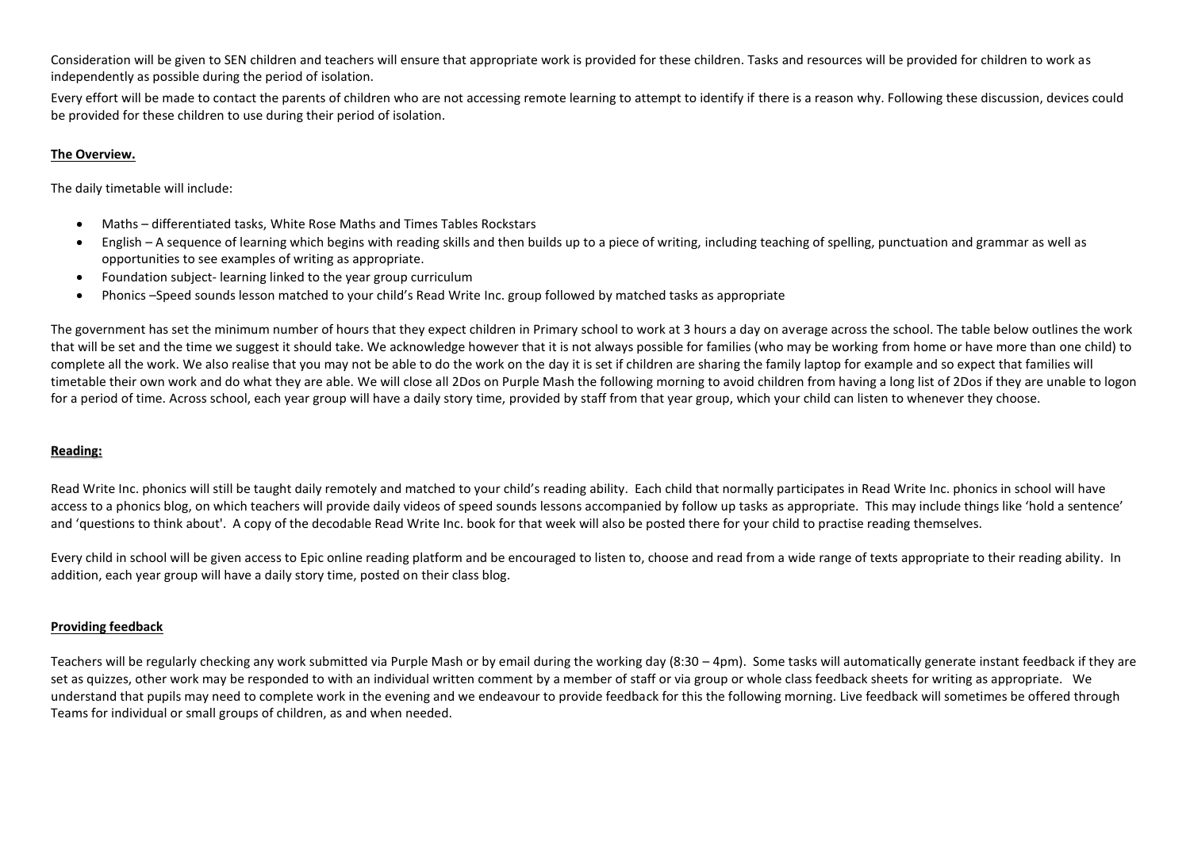Consideration will be given to SEN children and teachers will ensure that appropriate work is provided for these children. Tasks and resources will be provided for children to work as independently as possible during the period of isolation.

Every effort will be made to contact the parents of children who are not accessing remote learning to attempt to identify if there is a reason why. Following these discussion, devices could be provided for these children to use during their period of isolation.

**The Overview.**

The daily timetable will include:

- Maths – differentiated tasks, White Rose Maths and Times Tables Rockstars
- English – A sequence of learning which begins with reading skills and then builds up to a piece of writing, including teaching of spelling, punctuation and grammar as well as opportunities to see examples of writing as appropriate.
- Foundation subject- learning linked to the year group curriculum
- Phonics –Speed sounds lesson matched to your child's Read Write Inc. group followed by matched tasks as appropriate

The government has set the minimum number of hours that they expect children in Primary school to work at 3 hours a day on average across the school. The table below outlines the work that will be set and the time we suggest it should take. We acknowledge however that it is not always possible for families (who may be working from home or have more than one child) to complete all the work. We also realise that you may not be able to do the work on the day it is set if children are sharing the family laptop for example and so expect that families will timetable their own work and do what they are able. We will close all 2Dos on Purple Mash the following morning to avoid children from having a long list of 2Dos if they are unable to logon for a period of time. Across school, each year group will have a daily story time, provided by staff from that year group, which your child can listen to whenever they choose.

**Reading:**

Read Write Inc. phonics will still be taught daily remotely and matched to your child's reading ability. Each child that normally participates in Read Write Inc. phonics in school will have access to a phonics blog, on which teachers will provide daily videos of speed sounds lessons accompanied by follow up tasks as appropriate. This may include things like 'hold a sentence' and 'questions to think about'. A copy of the decodable Read Write Inc. book for that week will also be posted there for your child to practise reading themselves.

Every child in school will be given access to Epic online reading platform and be encouraged to listen to, choose and read from a wide range of texts appropriate to their reading ability. In addition, each year group will have a daily story time, posted on their class blog.

**Providing feedback**

Teachers will be regularly checking any work submitted via Purple Mash or by email during the working day (8:30 – 4pm). Some tasks will automatically generate instant feedback if they are set as quizzes, other work may be responded to with an individual written comment by a member of staff or via group or whole class feedback sheets for writing as appropriate. We understand that pupils may need to complete work in the evening and we endeavour to provide feedback for this the following morning. Live feedback will sometimes be offered through Teams for individual or small groups of children, as and when needed.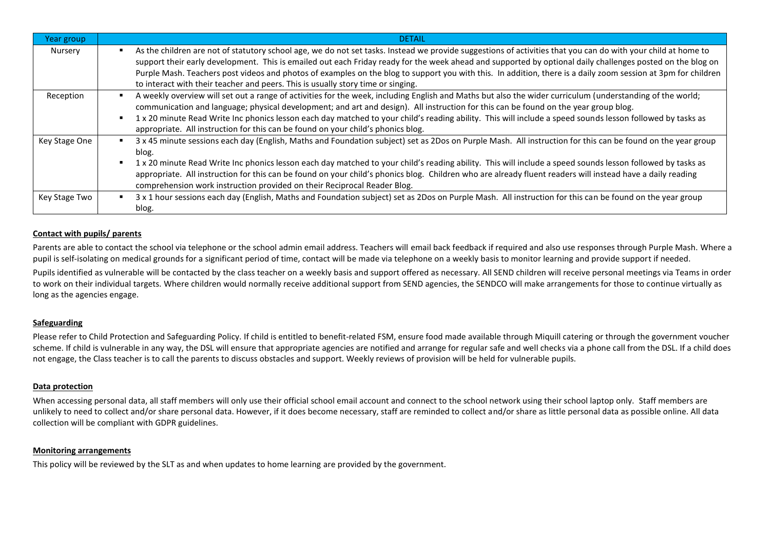| Year group | DETAIL |
|---|---|
| Nursery | ▪ As the children are not of statutory school age, we do not set tasks. Instead we provide suggestions of activities that you can do with your child at home to support their early development. This is emailed out each Friday ready for the week ahead and supported by optional daily challenges posted on the blog on Purple Mash. Teachers post videos and photos of examples on the blog to support you with this. In addition, there is a daily zoom session at 3pm for children to interact with their teacher and peers. This is usually story time or singing. |
| Reception | ▪ A weekly overview will set out a range of activities for the week, including English and Maths but also the wider curriculum (understanding of the world; communication and language; physical development; and art and design). All instruction for this can be found on the year group blog.<br>▪ 1 x 20 minute Read Write Inc phonics lesson each day matched to your child's reading ability. This will include a speed sounds lesson followed by tasks as appropriate. All instruction for this can be found on your child's phonics blog. |
| Key Stage One | ▪ 3 x 45 minute sessions each day (English, Maths and Foundation subject) set as 2Dos on Purple Mash. All instruction for this can be found on the year group blog.<br>▪ 1 x 20 minute Read Write Inc phonics lesson each day matched to your child's reading ability. This will include a speed sounds lesson followed by tasks as appropriate. All instruction for this can be found on your child's phonics blog. Children who are already fluent readers will instead have a daily reading comprehension work instruction provided on their Reciprocal Reader Blog. |
| Key Stage Two | ▪ 3 x 1 hour sessions each day (English, Maths and Foundation subject) set as 2Dos on Purple Mash. All instruction for this can be found on the year group blog. |

**Contact with pupils/ parents**

Parents are able to contact the school via telephone or the school admin email address. Teachers will email back feedback if required and also use responses through Purple Mash. Where a pupil is self-isolating on medical grounds for a significant period of time, contact will be made via telephone on a weekly basis to monitor learning and provide support if needed.

Pupils identified as vulnerable will be contacted by the class teacher on a weekly basis and support offered as necessary. All SEND children will receive personal meetings via Teams in order to work on their individual targets. Where children would normally receive additional support from SEND agencies, the SENDCO will make arrangements for those to continue virtually as long as the agencies engage.

**Safeguarding**

Please refer to Child Protection and Safeguarding Policy. If child is entitled to benefit-related FSM, ensure food made available through Miquill catering or through the government voucher scheme. If child is vulnerable in any way, the DSL will ensure that appropriate agencies are notified and arrange for regular safe and well checks via a phone call from the DSL. If a child does not engage, the Class teacher is to call the parents to discuss obstacles and support. Weekly reviews of provision will be held for vulnerable pupils.

**Data protection**

When accessing personal data, all staff members will only use their official school email account and connect to the school network using their school laptop only. Staff members are unlikely to need to collect and/or share personal data. However, if it does become necessary, staff are reminded to collect and/or share as little personal data as possible online. All data collection will be compliant with GDPR guidelines.

**Monitoring arrangements**

This policy will be reviewed by the SLT as and when updates to home learning are provided by the government.